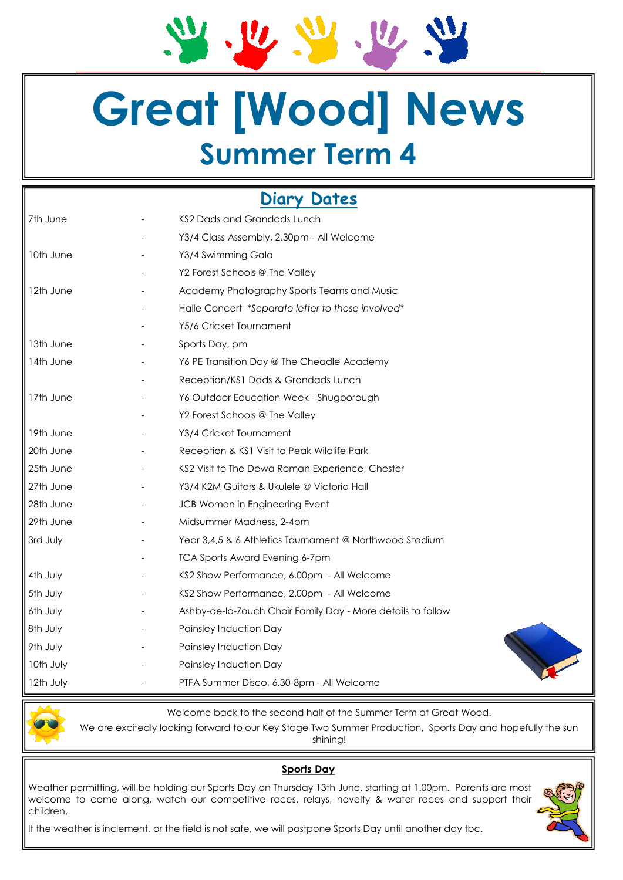# Great [Wood] News

## Summer Term 4

## Diary Dates

| | | |
|---|---|---|
| 7th June | - | KS2 Dads and Grandads Lunch |
| | - | Y3/4 Class Assembly, 2.30pm - All Welcome |
| 10th June | - | Y3/4 Swimming Gala |
| | - | Y2 Forest Schools @ The Valley |
| 12th June | - | Academy Photography Sports Teams and Music |
| | - | Halle Concert *\*Separate letter to those involved\** |
| | - | Y5/6 Cricket Tournament |
| 13th June | - | Sports Day, pm |
| 14th June | - | Y6 PE Transition Day @ The Cheadle Academy |
| | - | Reception/KS1 Dads & Grandads Lunch |
| 17th June | - | Y6 Outdoor Education Week - Shugborough |
| | - | Y2 Forest Schools @ The Valley |
| 19th June | - | Y3/4 Cricket Tournament |
| 20th June | - | Reception & KS1 Visit to Peak Wildlife Park |
| 25th June | - | KS2 Visit to The Dewa Roman Experience, Chester |
| 27th June | - | Y3/4 K2M Guitars & Ukulele @ Victoria Hall |
| 28th June | - | JCB Women in Engineering Event |
| 29th June | - | Midsummer Madness, 2-4pm |
| 3rd July | - | Year 3,4,5 & 6 Athletics Tournament @ Northwood Stadium |
| | - | TCA Sports Award Evening 6-7pm |
| 4th July | - | KS2 Show Performance, 6.00pm - All Welcome |
| 5th July | - | KS2 Show Performance, 2.00pm - All Welcome |
| 6th July | - | Ashby-de-la-Zouch Choir Family Day - More details to follow |
| 8th July | - | Painsley Induction Day |
| 9th July | - | Painsley Induction Day |
| 10th July | - | Painsley Induction Day |
| 12th July | - | PTFA Summer Disco, 6.30-8pm - All Welcome |

Welcome back to the second half of the Summer Term at Great Wood.

We are excitedly looking forward to our Key Stage Two Summer Production, Sports Day and hopefully the sun shining!

**Sports Day**

Weather permitting, will be holding our Sports Day on Thursday 13th June, starting at 1.00pm. Parents are most welcome to come along, watch our competitive races, relays, novelty & water races and support their children.

If the weather is inclement, or the field is not safe, we will postpone Sports Day until another day tbc.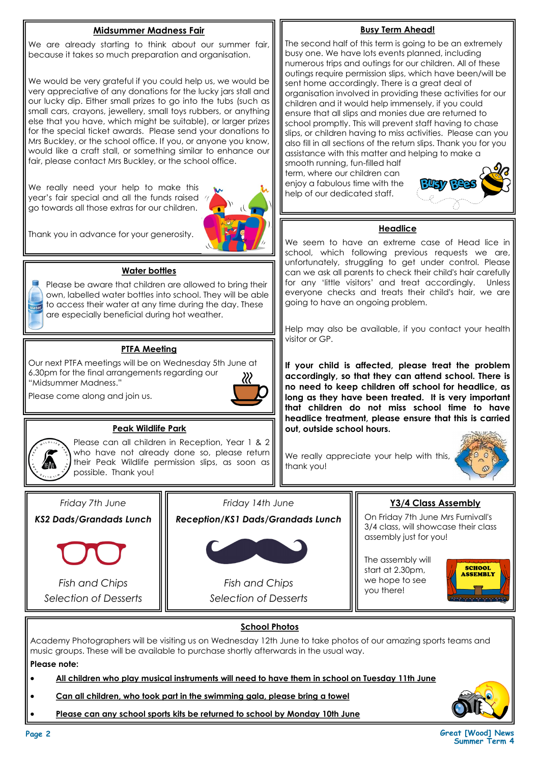## Midsummer Madness Fair

We are already starting to think about our summer fair, because it takes so much preparation and organisation.

We would be very grateful if you could help us, we would be very appreciative of any donations for the lucky jars stall and our lucky dip. Either small prizes to go into the tubs (such as small cars, crayons, jewellery, small toys rubbers, or anything else that you have, which might be suitable), or larger prizes for the special ticket awards. Please send your donations to Mrs Buckley, or the school office. If you, or anyone you know, would like a craft stall, or something similar to enhance our fair, please contact Mrs Buckley, or the school office.

We really need your help to make this year's fair special and all the funds raised go towards all those extras for our children.

Thank you in advance for your generosity.

## Water bottles

Please be aware that children are allowed to bring their own, labelled water bottles into school. They will be able to access their water at any time during the day. These are especially beneficial during hot weather.

## PTFA Meeting

Our next PTFA meetings will be on Wednesday 5th June at 6.30pm for the final arrangements regarding our "Midsummer Madness."

Please come along and join us.

## Peak Wildlife Park

Please can all children in Reception, Year 1 & 2 who have not already done so, please return their Peak Wildlife permission slips, as soon as possible. Thank you!

## Busy Term Ahead!

The second half of this term is going to be an extremely busy one. We have lots events planned, including numerous trips and outings for our children. All of these outings require permission slips, which have been/will be sent home accordingly. There is a great deal of organisation involved in providing these activities for our children and it would help immensely, if you could ensure that all slips and monies due are returned to school promptly. This will prevent staff having to chase slips, or children having to miss activities. Please can you also fill in all sections of the return slips. Thank you for you assistance with this matter and helping to make a smooth running, fun-filled half term, where our children can enjoy a fabulous time with the help of our dedicated staff.

## Headlice

We seem to have an extreme case of Head lice in school, which following previous requests we are, unfortunately, struggling to get under control. Please can we ask all parents to check their child's hair carefully for any 'little visitors' and treat accordingly. Unless everyone checks and treats their child's hair, we are going to have an ongoing problem.

Help may also be available, if you contact your health visitor or GP.

**If your child is affected, please treat the problem accordingly, so that they can attend school. There is no need to keep children off school for headlice, as long as they have been treated. It is very important that children do not miss school time to have headlice treatment, please ensure that this is carried out, outside school hours.**

We really appreciate your help with this, thank you!

*Friday 7th June*

***KS2 Dads/Grandads Lunch***

*Fish and Chips*
*Selection of Desserts*

*Friday 14th June*

***Reception/KS1 Dads/Grandads Lunch***

*Fish and Chips*
*Selection of Desserts*

## Y3/4 Class Assembly

On Friday 7th June Mrs Furnivall's 3/4 class, will showcase their class assembly just for you!

The assembly will start at 2.30pm, we hope to see you there!

## School Photos

Academy Photographers will be visiting us on Wednesday 12th June to take photos of our amazing sports teams and music groups. These will be available to purchase shortly afterwards in the usual way.

**Please note:**

- **All children who play musical instruments will need to have them in school on Tuesday 11th June**
- **Can all children, who took part in the swimming gala, please bring a towel**
- **Please can any school sports kits be returned to school by Monday 10th June**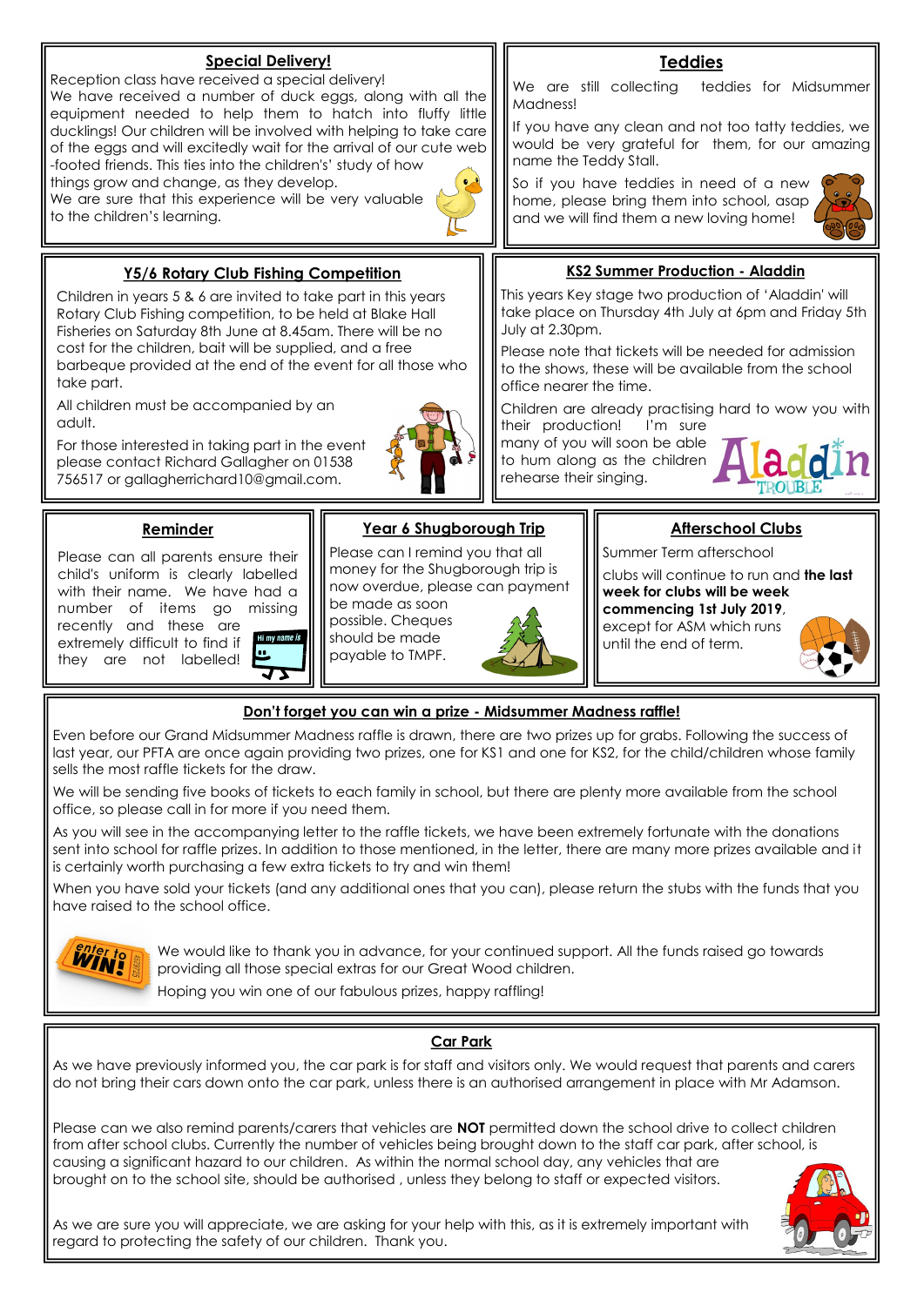## Special Delivery!

Reception class have received a special delivery!

We have received a number of duck eggs, along with all the equipment needed to help them to hatch into fluffy little ducklings! Our children will be involved with helping to take care of the eggs and will excitedly wait for the arrival of our cute web -footed friends. This ties into the children's' study of how things grow and change, as they develop.

We are sure that this experience will be very valuable to the children's learning.

## Teddies

We are still collecting teddies for Midsummer Madness!

If you have any clean and not too tatty teddies, we would be very grateful for them, for our amazing name the Teddy Stall.

So if you have teddies in need of a new home, please bring them into school, asap and we will find them a new loving home!

## Y5/6 Rotary Club Fishing Competition

Children in years 5 & 6 are invited to take part in this years Rotary Club Fishing competition, to be held at Blake Hall Fisheries on Saturday 8th June at 8.45am. There will be no cost for the children, bait will be supplied, and a free barbeque provided at the end of the event for all those who take part.

All children must be accompanied by an adult.

For those interested in taking part in the event please contact Richard Gallagher on 01538 756517 or gallagherrichard10@gmail.com.

## KS2 Summer Production - Aladdin

This years Key stage two production of 'Aladdin' will take place on Thursday 4th July at 6pm and Friday 5th July at 2.30pm.

Please note that tickets will be needed for admission to the shows, these will be available from the school office nearer the time.

Children are already practising hard to wow you with their production! I'm sure many of you will soon be able to hum along as the children rehearse their singing.

## Reminder

Please can all parents ensure their child's uniform is clearly labelled with their name. We have had a number of items go missing recently and these are extremely difficult to find if they are not labelled!

## Year 6 Shugborough Trip

Please can I remind you that all money for the Shugborough trip is now overdue, please can payment be made as soon possible. Cheques should be made payable to TMPF.

## Afterschool Clubs

Summer Term afterschool clubs will continue to run and **the last week for clubs will be week commencing 1st July 2019**, except for ASM which runs until the end of term.

## Don't forget you can win a prize - Midsummer Madness raffle!

Even before our Grand Midsummer Madness raffle is drawn, there are two prizes up for grabs. Following the success of last year, our PFTA are once again providing two prizes, one for KS1 and one for KS2, for the child/children whose family sells the most raffle tickets for the draw.

We will be sending five books of tickets to each family in school, but there are plenty more available from the school office, so please call in for more if you need them.

As you will see in the accompanying letter to the raffle tickets, we have been extremely fortunate with the donations sent into school for raffle prizes. In addition to those mentioned, in the letter, there are many more prizes available and it is certainly worth purchasing a few extra tickets to try and win them!

When you have sold your tickets (and any additional ones that you can), please return the stubs with the funds that you have raised to the school office.

We would like to thank you in advance, for your continued support. All the funds raised go towards providing all those special extras for our Great Wood children.

Hoping you win one of our fabulous prizes, happy raffling!

## Car Park

As we have previously informed you, the car park is for staff and visitors only. We would request that parents and carers do not bring their cars down onto the car park, unless there is an authorised arrangement in place with Mr Adamson.

Please can we also remind parents/carers that vehicles are **NOT** permitted down the school drive to collect children from after school clubs. Currently the number of vehicles being brought down to the staff car park, after school, is causing a significant hazard to our children. As within the normal school day, any vehicles that are brought on to the school site, should be authorised , unless they belong to staff or expected visitors.

As we are sure you will appreciate, we are asking for your help with this, as it is extremely important with regard to protecting the safety of our children. Thank you.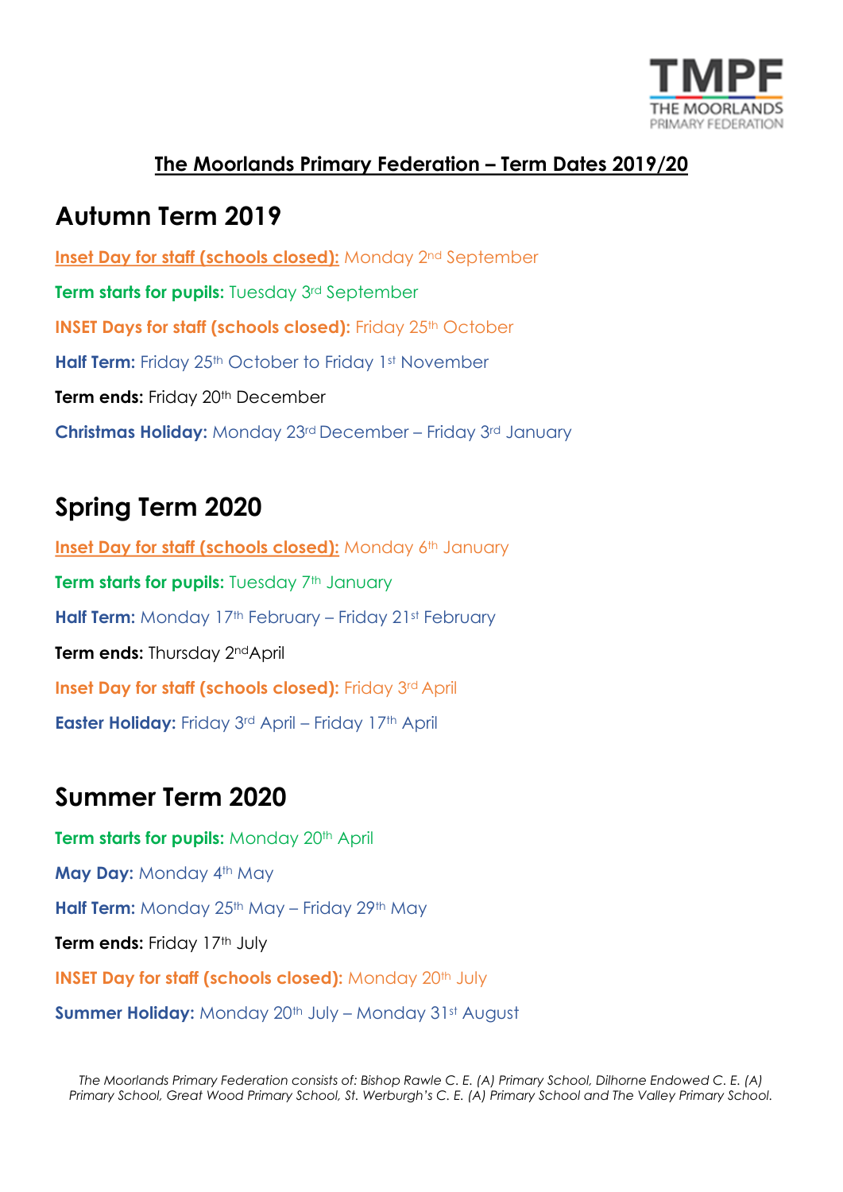TMPF
THE MOORLANDS
PRIMARY FEDERATION

## The Moorlands Primary Federation – Term Dates 2019/20

# Autumn Term 2019

**Inset Day for staff (schools closed):** Monday 2nd September

**Term starts for pupils:** Tuesday 3rd September

**INSET Days for staff (schools closed):** Friday 25th October

**Half Term:** Friday 25th October to Friday 1st November

**Term ends:** Friday 20th December

**Christmas Holiday:** Monday 23rd December – Friday 3rd January

# Spring Term 2020

**Inset Day for staff (schools closed):** Monday 6th January

**Term starts for pupils:** Tuesday 7th January

**Half Term:** Monday 17th February – Friday 21st February

**Term ends:** Thursday 2nd April

**Inset Day for staff (schools closed):** Friday 3rd April

**Easter Holiday:** Friday 3rd April – Friday 17th April

# Summer Term 2020

**Term starts for pupils:** Monday 20th April

**May Day:** Monday 4th May

**Half Term:** Monday 25th May – Friday 29th May

**Term ends:** Friday 17th July

**INSET Day for staff (schools closed):** Monday 20th July

**Summer Holiday:** Monday 20th July – Monday 31st August

*The Moorlands Primary Federation consists of: Bishop Rawle C. E. (A) Primary School, Dilhorne Endowed C. E. (A) Primary School, Great Wood Primary School, St. Werburgh's C. E. (A) Primary School and The Valley Primary School.*